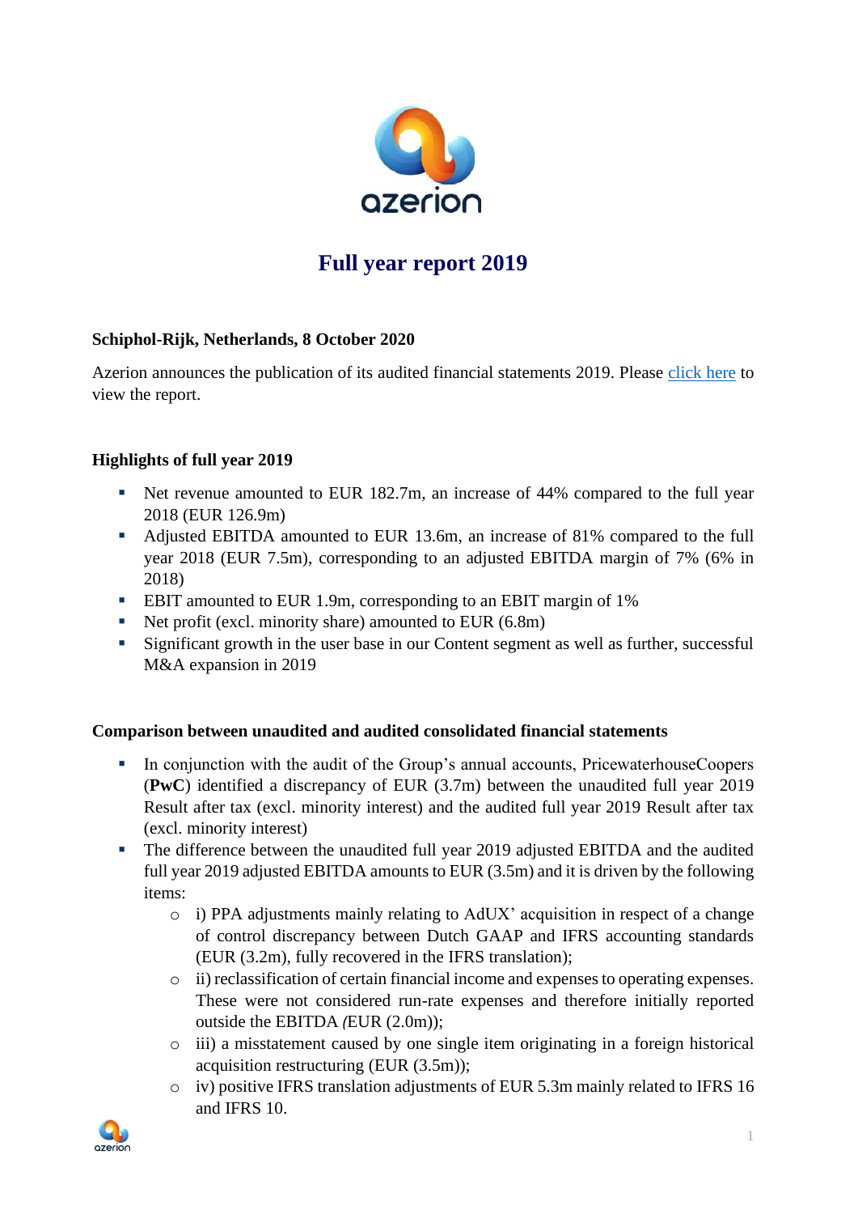# Full year report 2019

**Schiphol-Rijk, Netherlands, 8 October 2020**

Azerion announces the publication of its audited financial statements 2019. Please click here to view the report.

## Highlights of full year 2019

- Net revenue amounted to EUR 182.7m, an increase of 44% compared to the full year 2018 (EUR 126.9m)
- Adjusted EBITDA amounted to EUR 13.6m, an increase of 81% compared to the full year 2018 (EUR 7.5m), corresponding to an adjusted EBITDA margin of 7% (6% in 2018)
- EBIT amounted to EUR 1.9m, corresponding to an EBIT margin of 1%
- Net profit (excl. minority share) amounted to EUR (6.8m)
- Significant growth in the user base in our Content segment as well as further, successful M&A expansion in 2019

## Comparison between unaudited and audited consolidated financial statements

- In conjunction with the audit of the Group's annual accounts, PricewaterhouseCoopers (**PwC**) identified a discrepancy of EUR (3.7m) between the unaudited full year 2019 Result after tax (excl. minority interest) and the audited full year 2019 Result after tax (excl. minority interest)
- The difference between the unaudited full year 2019 adjusted EBITDA and the audited full year 2019 adjusted EBITDA amounts to EUR (3.5m) and it is driven by the following items:
  - i) PPA adjustments mainly relating to AdUX' acquisition in respect of a change of control discrepancy between Dutch GAAP and IFRS accounting standards (EUR (3.2m), fully recovered in the IFRS translation);
  - ii) reclassification of certain financial income and expenses to operating expenses. These were not considered run-rate expenses and therefore initially reported outside the EBITDA (EUR (2.0m));
  - iii) a misstatement caused by one single item originating in a foreign historical acquisition restructuring (EUR (3.5m));
  - iv) positive IFRS translation adjustments of EUR 5.3m mainly related to IFRS 16 and IFRS 10.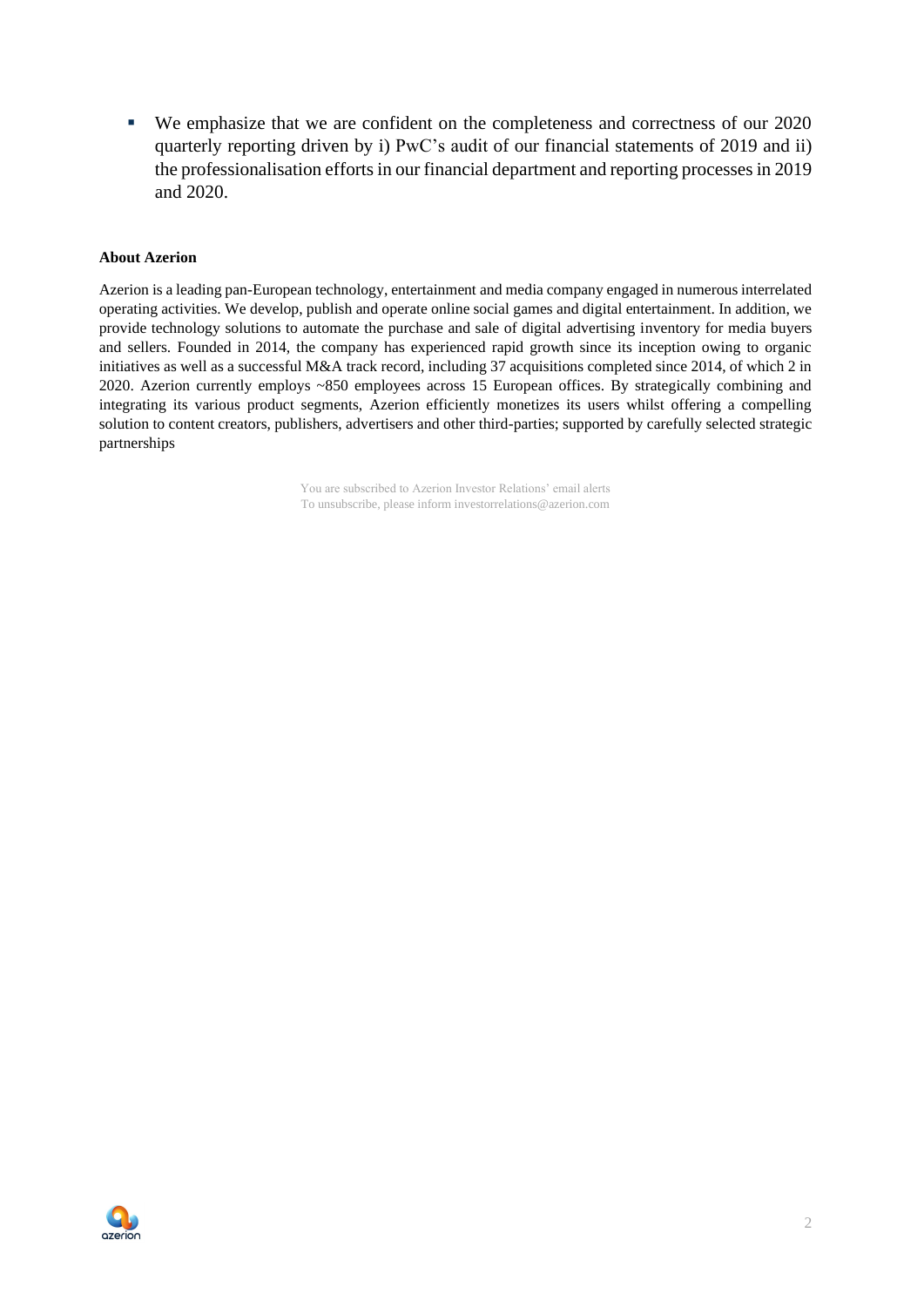- We emphasize that we are confident on the completeness and correctness of our 2020 quarterly reporting driven by i) PwC's audit of our financial statements of 2019 and ii) the professionalisation efforts in our financial department and reporting processes in 2019 and 2020.

**About Azerion**

Azerion is a leading pan-European technology, entertainment and media company engaged in numerous interrelated operating activities. We develop, publish and operate online social games and digital entertainment. In addition, we provide technology solutions to automate the purchase and sale of digital advertising inventory for media buyers and sellers. Founded in 2014, the company has experienced rapid growth since its inception owing to organic initiatives as well as a successful M&A track record, including 37 acquisitions completed since 2014, of which 2 in 2020. Azerion currently employs ~850 employees across 15 European offices. By strategically combining and integrating its various product segments, Azerion efficiently monetizes its users whilst offering a compelling solution to content creators, publishers, advertisers and other third-parties; supported by carefully selected strategic partnerships

You are subscribed to Azerion Investor Relations' email alerts
To unsubscribe, please inform investorrelations@azerion.com